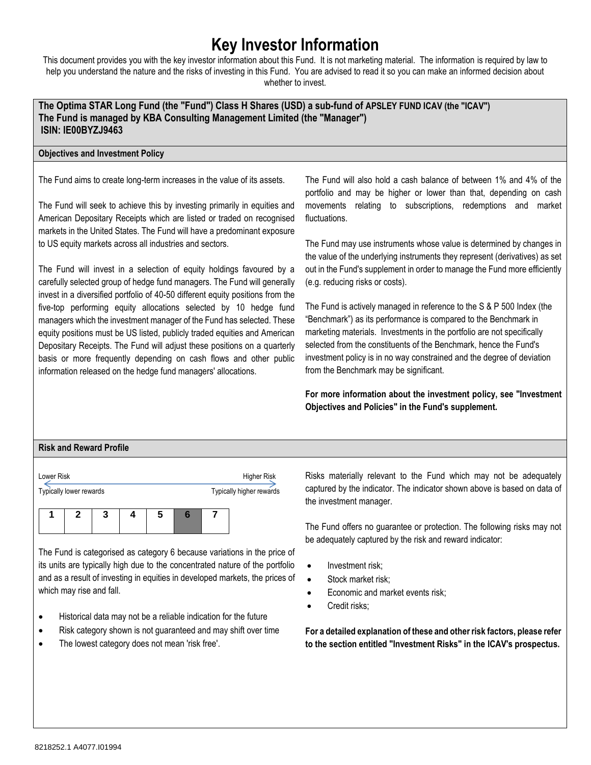# Key Investor Information

This document provides you with the key investor information about this Fund. It is not marketing material. The information is required by law to help you understand the nature and the risks of investing in this Fund. You are advised to read it so you can make an informed decision about whether to invest.

**The Optima STAR Long Fund (the "Fund") Class H Shares (USD) a sub-fund of APSLEY FUND ICAV (the "ICAV")**
**The Fund is managed by KBA Consulting Management Limited (the "Manager")**
**ISIN: IE00BYZJ9463**

## Objectives and Investment Policy

The Fund aims to create long-term increases in the value of its assets.

The Fund will seek to achieve this by investing primarily in equities and American Depositary Receipts which are listed or traded on recognised markets in the United States. The Fund will have a predominant exposure to US equity markets across all industries and sectors.

The Fund will invest in a selection of equity holdings favoured by a carefully selected group of hedge fund managers. The Fund will generally invest in a diversified portfolio of 40-50 different equity positions from the five-top performing equity allocations selected by 10 hedge fund managers which the investment manager of the Fund has selected. These equity positions must be US listed, publicly traded equities and American Depositary Receipts. The Fund will adjust these positions on a quarterly basis or more frequently depending on cash flows and other public information released on the hedge fund managers' allocations.

The Fund will also hold a cash balance of between 1% and 4% of the portfolio and may be higher or lower than that, depending on cash movements relating to subscriptions, redemptions and market fluctuations.

The Fund may use instruments whose value is determined by changes in the value of the underlying instruments they represent (derivatives) as set out in the Fund's supplement in order to manage the Fund more efficiently (e.g. reducing risks or costs).

The Fund is actively managed in reference to the S & P 500 Index (the "Benchmark") as its performance is compared to the Benchmark in marketing materials. Investments in the portfolio are not specifically selected from the constituents of the Benchmark, hence the Fund's investment policy is in no way constrained and the degree of deviation from the Benchmark may be significant.

**For more information about the investment policy, see "Investment Objectives and Policies" in the Fund's supplement.**

## Risk and Reward Profile

Lower Risk — Higher Risk

Typically lower rewards — Typically higher rewards

| 1 | 2 | 3 | 4 | 5 | **6** | 7 |
|---|---|---|---|---|---|---|

The Fund is categorised as category 6 because variations in the price of its units are typically high due to the concentrated nature of the portfolio and as a result of investing in equities in developed markets, the prices of which may rise and fall.

- Historical data may not be a reliable indication for the future
- Risk category shown is not guaranteed and may shift over time
- The lowest category does not mean 'risk free'.

Risks materially relevant to the Fund which may not be adequately captured by the indicator. The indicator shown above is based on data of the investment manager.

The Fund offers no guarantee or protection. The following risks may not be adequately captured by the risk and reward indicator:

- Investment risk;
- Stock market risk;
- Economic and market events risk;
- Credit risks;

**For a detailed explanation of these and other risk factors, please refer to the section entitled "Investment Risks" in the ICAV's prospectus.**

8218252.1 A4077.I01994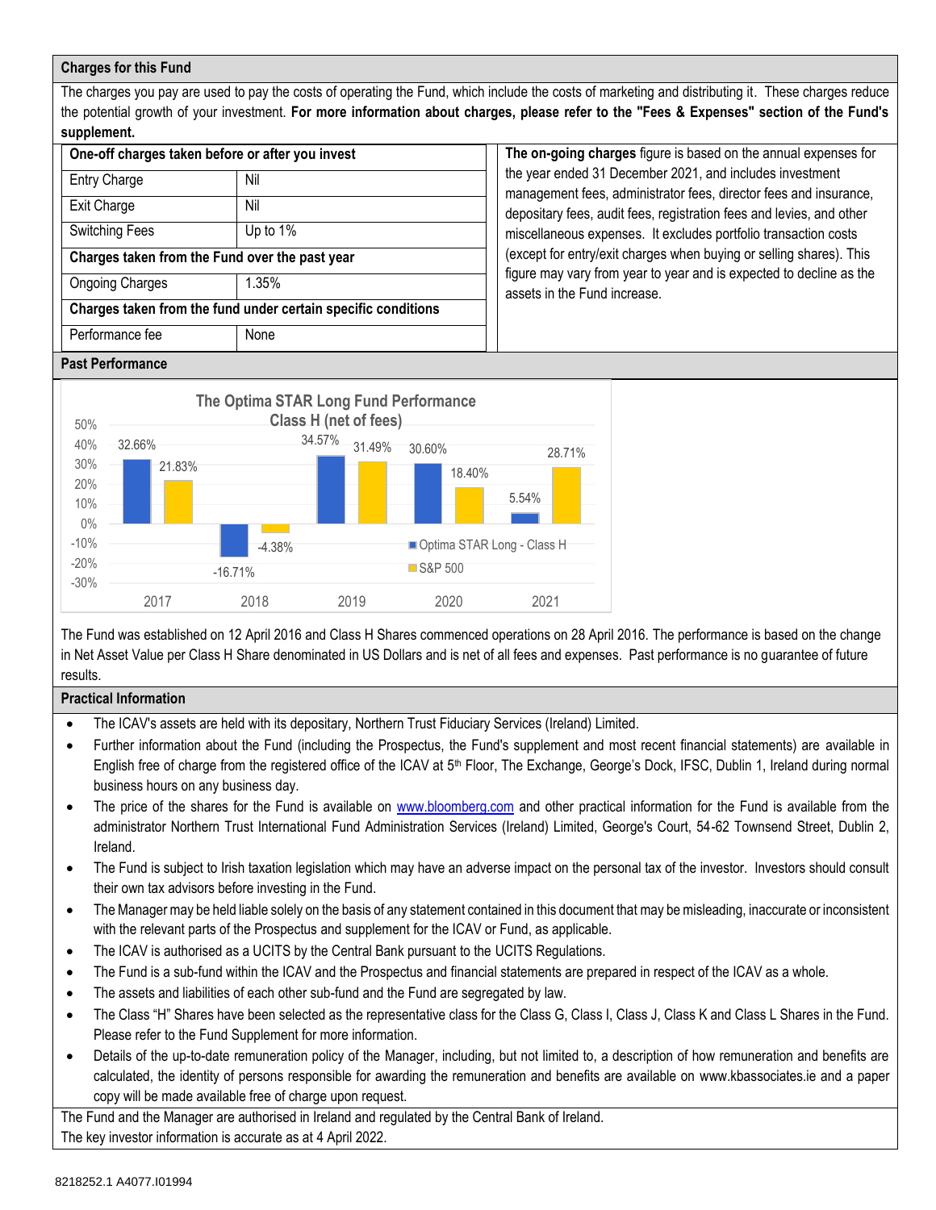## Charges for this Fund

The charges you pay are used to pay the costs of operating the Fund, which include the costs of marketing and distributing it. These charges reduce the potential growth of your investment. **For more information about charges, please refer to the "Fees & Expenses" section of the Fund's supplement.**

| | |
|---|---|
| **One-off charges taken before or after you invest** | |
| Entry Charge | Nil |
| Exit Charge | Nil |
| Switching Fees | Up to 1% |
| **Charges taken from the Fund over the past year** | |
| Ongoing Charges | 1.35% |
| **Charges taken from the fund under certain specific conditions** | |
| Performance fee | None |

**The on-going charges** figure is based on the annual expenses for the year ended 31 December 2021, and includes investment management fees, administrator fees, director fees and insurance, depositary fees, audit fees, registration fees and levies, and other miscellaneous expenses. It excludes portfolio transaction costs (except for entry/exit charges when buying or selling shares). This figure may vary from year to year and is expected to decline as the assets in the Fund increase.

## Past Performance

The Optima STAR Long Fund Performance
Class H (net of fees)

50%
40%
30%
20%
10%
0%
-10%
-20%
-30%

2017: 32.66% 21.83%
2018: -16.71% -4.38%
2019: 34.57% 31.49%
2020: 30.60% 18.40%
2021: 5.54% 28.71%

Optima STAR Long - Class H
S&P 500

The Fund was established on 12 April 2016 and Class H Shares commenced operations on 28 April 2016. The performance is based on the change in Net Asset Value per Class H Share denominated in US Dollars and is net of all fees and expenses. Past performance is no guarantee of future results.

## Practical Information

- The ICAV's assets are held with its depositary, Northern Trust Fiduciary Services (Ireland) Limited.
- Further information about the Fund (including the Prospectus, the Fund's supplement and most recent financial statements) are available in English free of charge from the registered office of the ICAV at 5th Floor, The Exchange, George's Dock, IFSC, Dublin 1, Ireland during normal business hours on any business day.
- The price of the shares for the Fund is available on www.bloomberg.com and other practical information for the Fund is available from the administrator Northern Trust International Fund Administration Services (Ireland) Limited, George's Court, 54-62 Townsend Street, Dublin 2, Ireland.
- The Fund is subject to Irish taxation legislation which may have an adverse impact on the personal tax of the investor. Investors should consult their own tax advisors before investing in the Fund.
- The Manager may be held liable solely on the basis of any statement contained in this document that may be misleading, inaccurate or inconsistent with the relevant parts of the Prospectus and supplement for the ICAV or Fund, as applicable.
- The ICAV is authorised as a UCITS by the Central Bank pursuant to the UCITS Regulations.
- The Fund is a sub-fund within the ICAV and the Prospectus and financial statements are prepared in respect of the ICAV as a whole.
- The assets and liabilities of each other sub-fund and the Fund are segregated by law.
- The Class "H" Shares have been selected as the representative class for the Class G, Class I, Class J, Class K and Class L Shares in the Fund. Please refer to the Fund Supplement for more information.
- Details of the up-to-date remuneration policy of the Manager, including, but not limited to, a description of how remuneration and benefits are calculated, the identity of persons responsible for awarding the remuneration and benefits are available on www.kbassociates.ie and a paper copy will be made available free of charge upon request.

The Fund and the Manager are authorised in Ireland and regulated by the Central Bank of Ireland.
The key investor information is accurate as at 4 April 2022.

8218252.1 A4077.I01994